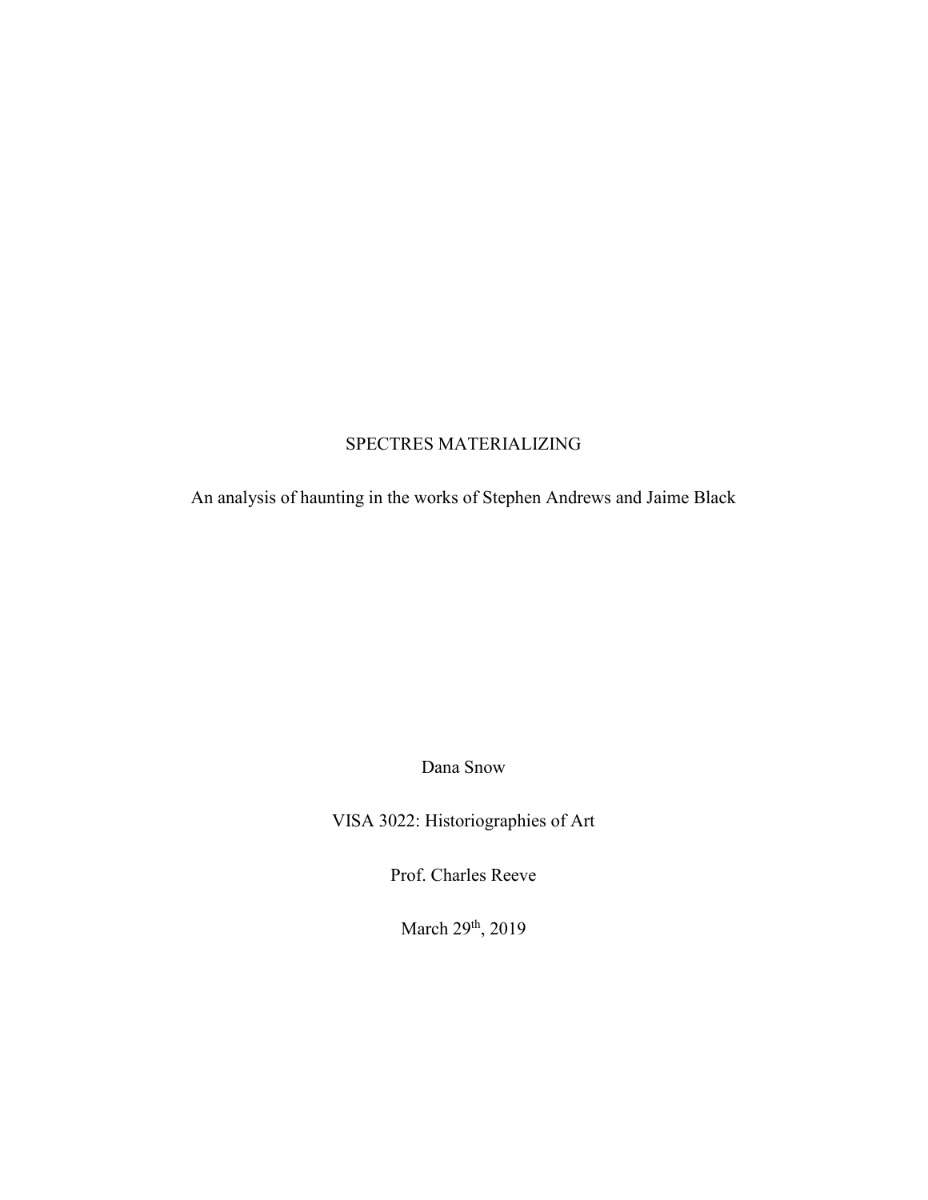# SPECTRES MATERIALIZING

An analysis of haunting in the works of Stephen Andrews and Jaime Black

Dana Snow

VISA 3022: Historiographies of Art

Prof. Charles Reeve

March 29th, 2019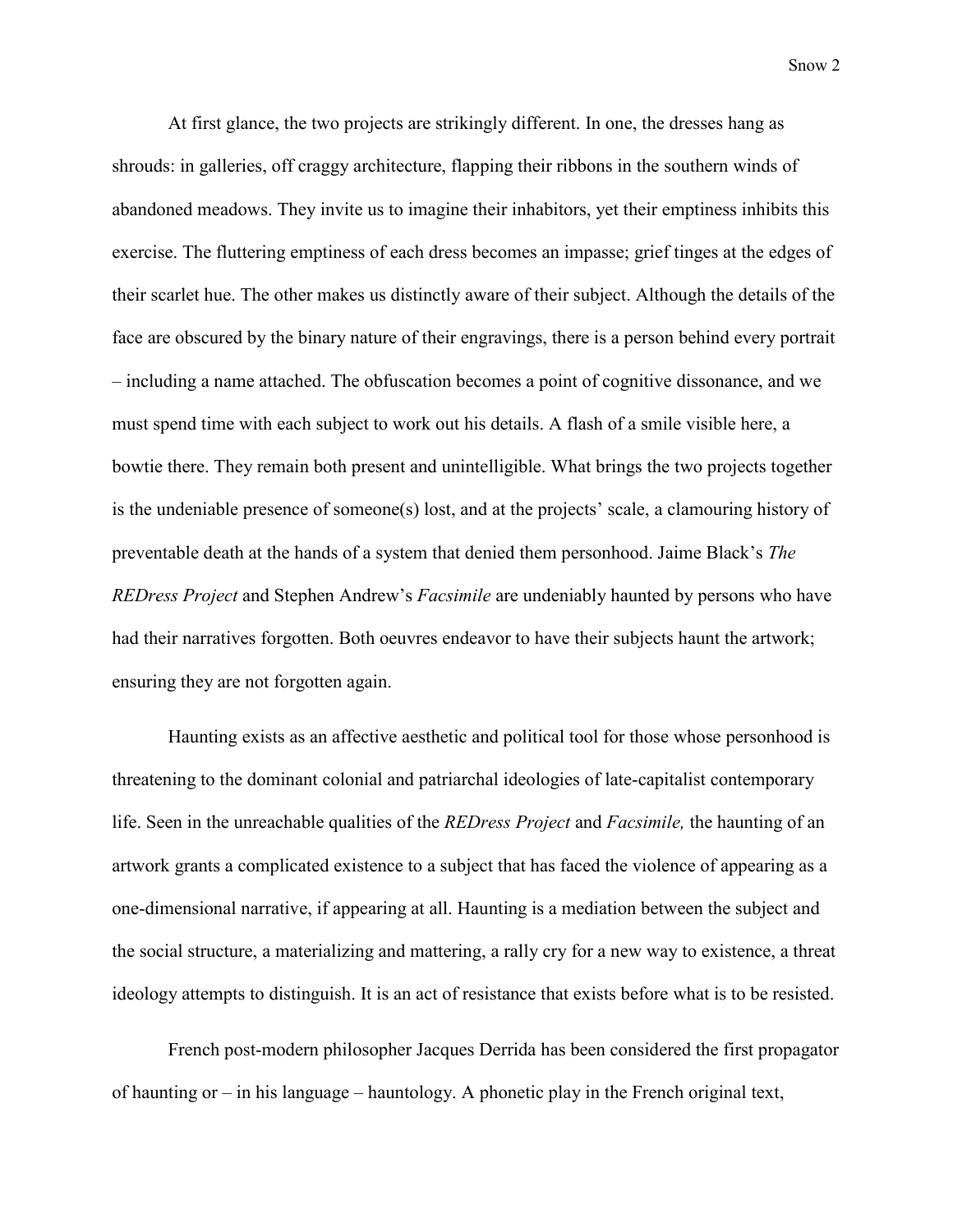At first glance, the two projects are strikingly different. In one, the dresses hang as shrouds: in galleries, off craggy architecture, flapping their ribbons in the southern winds of abandoned meadows. They invite us to imagine their inhabitors, yet their emptiness inhibits this exercise. The fluttering emptiness of each dress becomes an impasse; grief tinges at the edges of their scarlet hue. The other makes us distinctly aware of their subject. Although the details of the face are obscured by the binary nature of their engravings, there is a person behind every portrait – including a name attached. The obfuscation becomes a point of cognitive dissonance, and we must spend time with each subject to work out his details. A flash of a smile visible here, a bowtie there. They remain both present and unintelligible. What brings the two projects together is the undeniable presence of someone(s) lost, and at the projects' scale, a clamouring history of preventable death at the hands of a system that denied them personhood. Jaime Black's *The REDress Project* and Stephen Andrew's *Facsimile* are undeniably haunted by persons who have had their narratives forgotten. Both oeuvres endeavor to have their subjects haunt the artwork; ensuring they are not forgotten again.

Haunting exists as an affective aesthetic and political tool for those whose personhood is threatening to the dominant colonial and patriarchal ideologies of late-capitalist contemporary life. Seen in the unreachable qualities of the *REDress Project* and *Facsimile,* the haunting of an artwork grants a complicated existence to a subject that has faced the violence of appearing as a one-dimensional narrative, if appearing at all. Haunting is a mediation between the subject and the social structure, a materializing and mattering, a rally cry for a new way to existence, a threat ideology attempts to distinguish. It is an act of resistance that exists before what is to be resisted.

French post-modern philosopher Jacques Derrida has been considered the first propagator of haunting or – in his language – hauntology. A phonetic play in the French original text,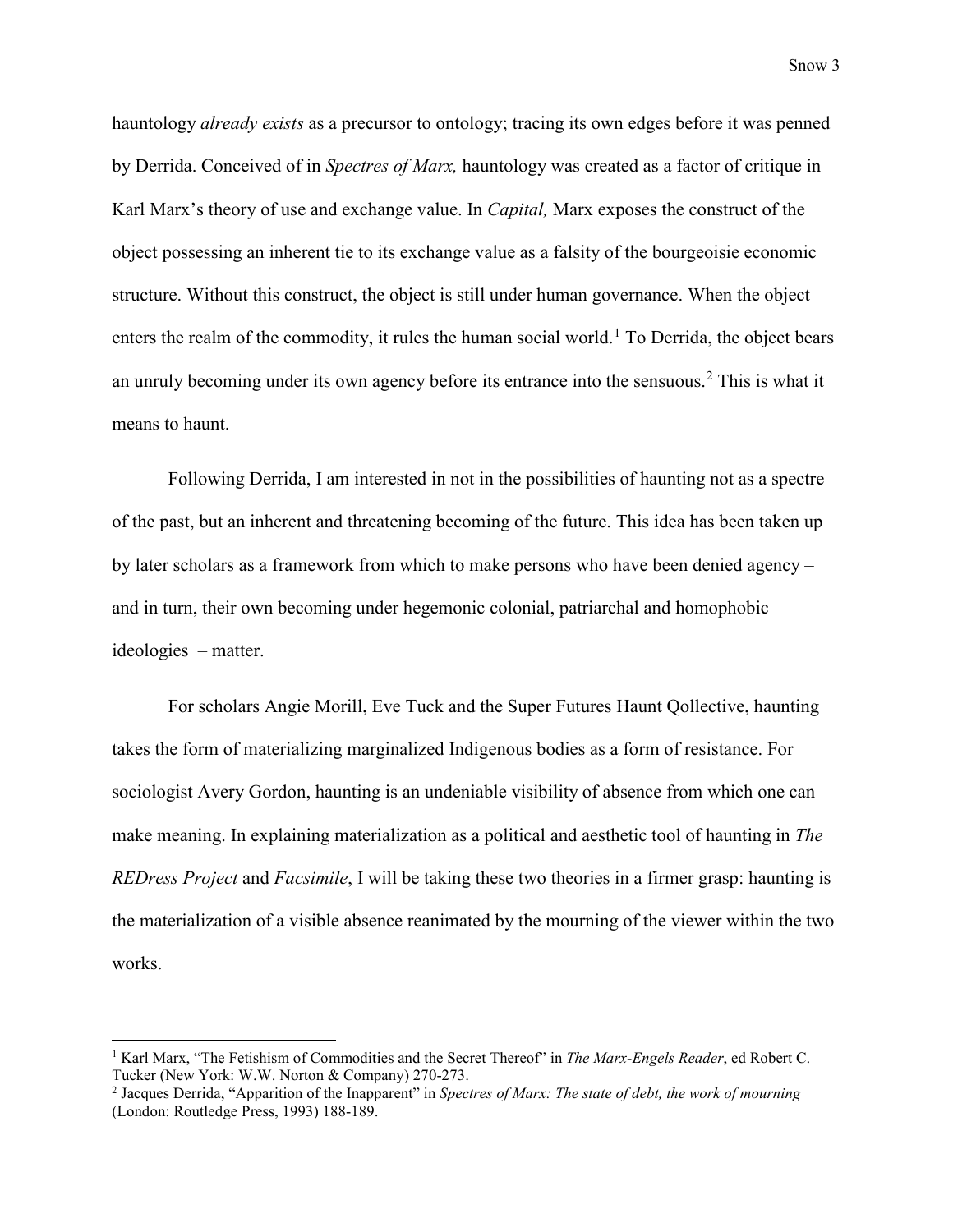hauntology *already exists* as a precursor to ontology; tracing its own edges before it was penned by Derrida. Conceived of in *Spectres of Marx,* hauntology was created as a factor of critique in Karl Marx's theory of use and exchange value. In *Capital,* Marx exposes the construct of the object possessing an inherent tie to its exchange value as a falsity of the bourgeoisie economic structure. Without this construct, the object is still under human governance. When the object enters the realm of the commodity, it rules the human social world.[1] To Derrida, the object bears an unruly becoming under its own agency before its entrance into the sensuous.[2] This is what it means to haunt.

Following Derrida, I am interested in not in the possibilities of haunting not as a spectre of the past, but an inherent and threatening becoming of the future. This idea has been taken up by later scholars as a framework from which to make persons who have been denied agency – and in turn, their own becoming under hegemonic colonial, patriarchal and homophobic ideologies – matter.

For scholars Angie Morill, Eve Tuck and the Super Futures Haunt Qollective, haunting takes the form of materializing marginalized Indigenous bodies as a form of resistance. For sociologist Avery Gordon, haunting is an undeniable visibility of absence from which one can make meaning. In explaining materialization as a political and aesthetic tool of haunting in *The REDress Project* and *Facsimile*, I will be taking these two theories in a firmer grasp: haunting is the materialization of a visible absence reanimated by the mourning of the viewer within the two works.

---

[1] Karl Marx, "The Fetishism of Commodities and the Secret Thereof" in *The Marx-Engels Reader*, ed Robert C. Tucker (New York: W.W. Norton & Company) 270-273.

[2] Jacques Derrida, "Apparition of the Inapparent" in *Spectres of Marx: The state of debt, the work of mourning* (London: Routledge Press, 1993) 188-189.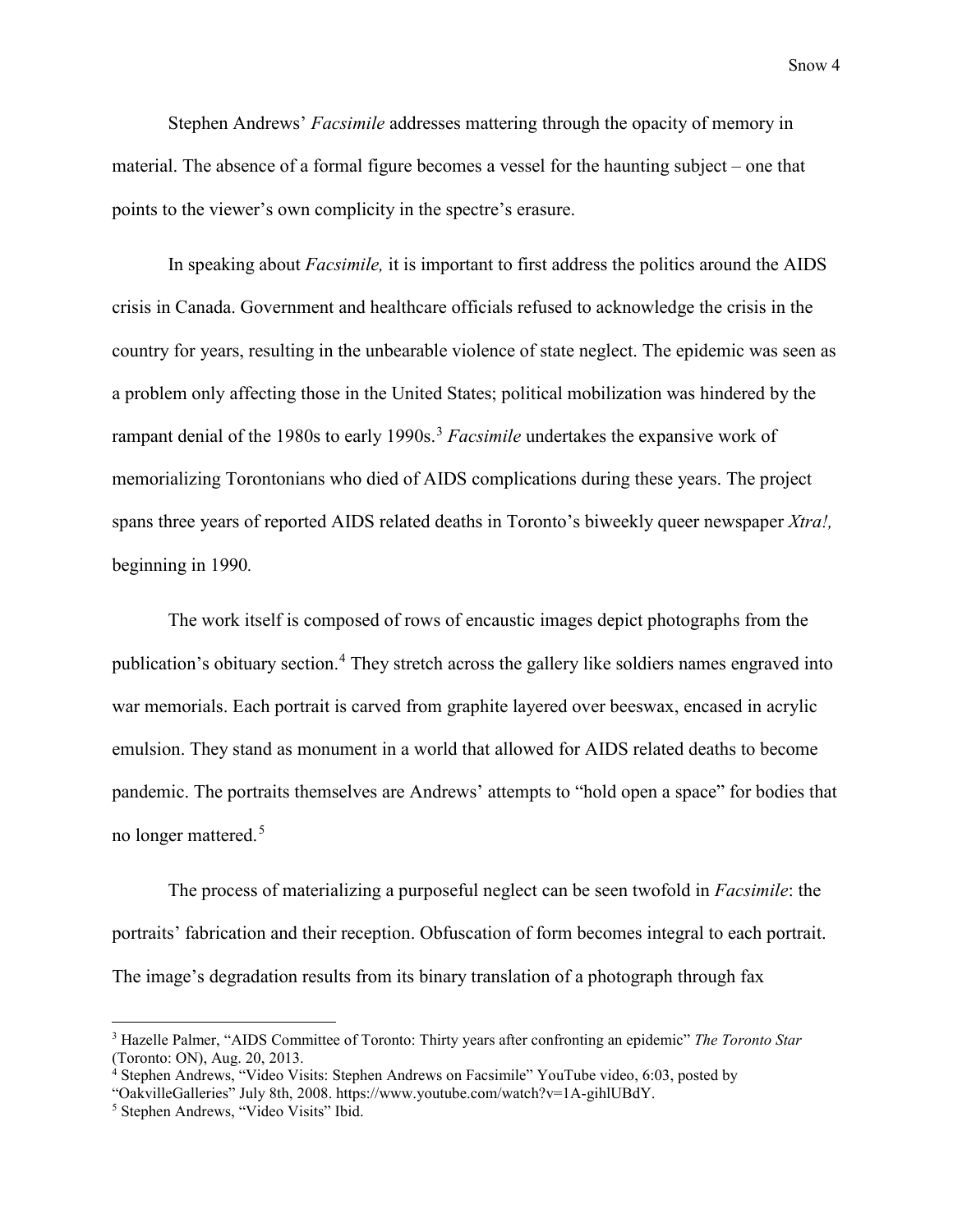Stephen Andrews' *Facsimile* addresses mattering through the opacity of memory in material. The absence of a formal figure becomes a vessel for the haunting subject – one that points to the viewer's own complicity in the spectre's erasure.

In speaking about *Facsimile,* it is important to first address the politics around the AIDS crisis in Canada. Government and healthcare officials refused to acknowledge the crisis in the country for years, resulting in the unbearable violence of state neglect. The epidemic was seen as a problem only affecting those in the United States; political mobilization was hindered by the rampant denial of the 1980s to early 1990s.[3] *Facsimile* undertakes the expansive work of memorializing Torontonians who died of AIDS complications during these years. The project spans three years of reported AIDS related deaths in Toronto's biweekly queer newspaper *Xtra!,* beginning in 1990.

The work itself is composed of rows of encaustic images depict photographs from the publication's obituary section.[4] They stretch across the gallery like soldiers names engraved into war memorials. Each portrait is carved from graphite layered over beeswax, encased in acrylic emulsion. They stand as monument in a world that allowed for AIDS related deaths to become pandemic. The portraits themselves are Andrews' attempts to "hold open a space" for bodies that no longer mattered.[5]

The process of materializing a purposeful neglect can be seen twofold in *Facsimile*: the portraits' fabrication and their reception. Obfuscation of form becomes integral to each portrait. The image's degradation results from its binary translation of a photograph through fax

---

[3] Hazelle Palmer, "AIDS Committee of Toronto: Thirty years after confronting an epidemic" *The Toronto Star* (Toronto: ON), Aug. 20, 2013.

[4] Stephen Andrews, "Video Visits: Stephen Andrews on Facsimile" YouTube video, 6:03, posted by "OakvilleGalleries" July 8th, 2008. https://www.youtube.com/watch?v=1A-gihlUBdY.

[5] Stephen Andrews, "Video Visits" Ibid.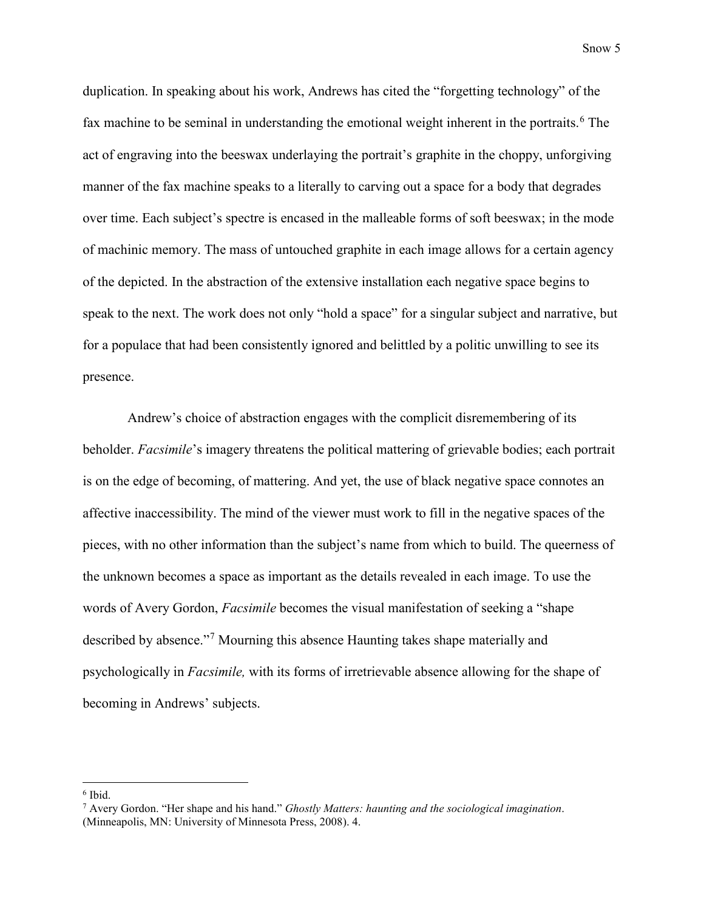duplication. In speaking about his work, Andrews has cited the "forgetting technology" of the fax machine to be seminal in understanding the emotional weight inherent in the portraits.[6] The act of engraving into the beeswax underlaying the portrait's graphite in the choppy, unforgiving manner of the fax machine speaks to a literally to carving out a space for a body that degrades over time. Each subject's spectre is encased in the malleable forms of soft beeswax; in the mode of machinic memory. The mass of untouched graphite in each image allows for a certain agency of the depicted. In the abstraction of the extensive installation each negative space begins to speak to the next. The work does not only "hold a space" for a singular subject and narrative, but for a populace that had been consistently ignored and belittled by a politic unwilling to see its presence.

Andrew's choice of abstraction engages with the complicit disremembering of its beholder. *Facsimile*'s imagery threatens the political mattering of grievable bodies; each portrait is on the edge of becoming, of mattering. And yet, the use of black negative space connotes an affective inaccessibility. The mind of the viewer must work to fill in the negative spaces of the pieces, with no other information than the subject's name from which to build. The queerness of the unknown becomes a space as important as the details revealed in each image. To use the words of Avery Gordon, *Facsimile* becomes the visual manifestation of seeking a "shape described by absence."[7] Mourning this absence Haunting takes shape materially and psychologically in *Facsimile,* with its forms of irretrievable absence allowing for the shape of becoming in Andrews' subjects.

---

[6] Ibid.

[7] Avery Gordon. "Her shape and his hand." *Ghostly Matters: haunting and the sociological imagination*. (Minneapolis, MN: University of Minnesota Press, 2008). 4.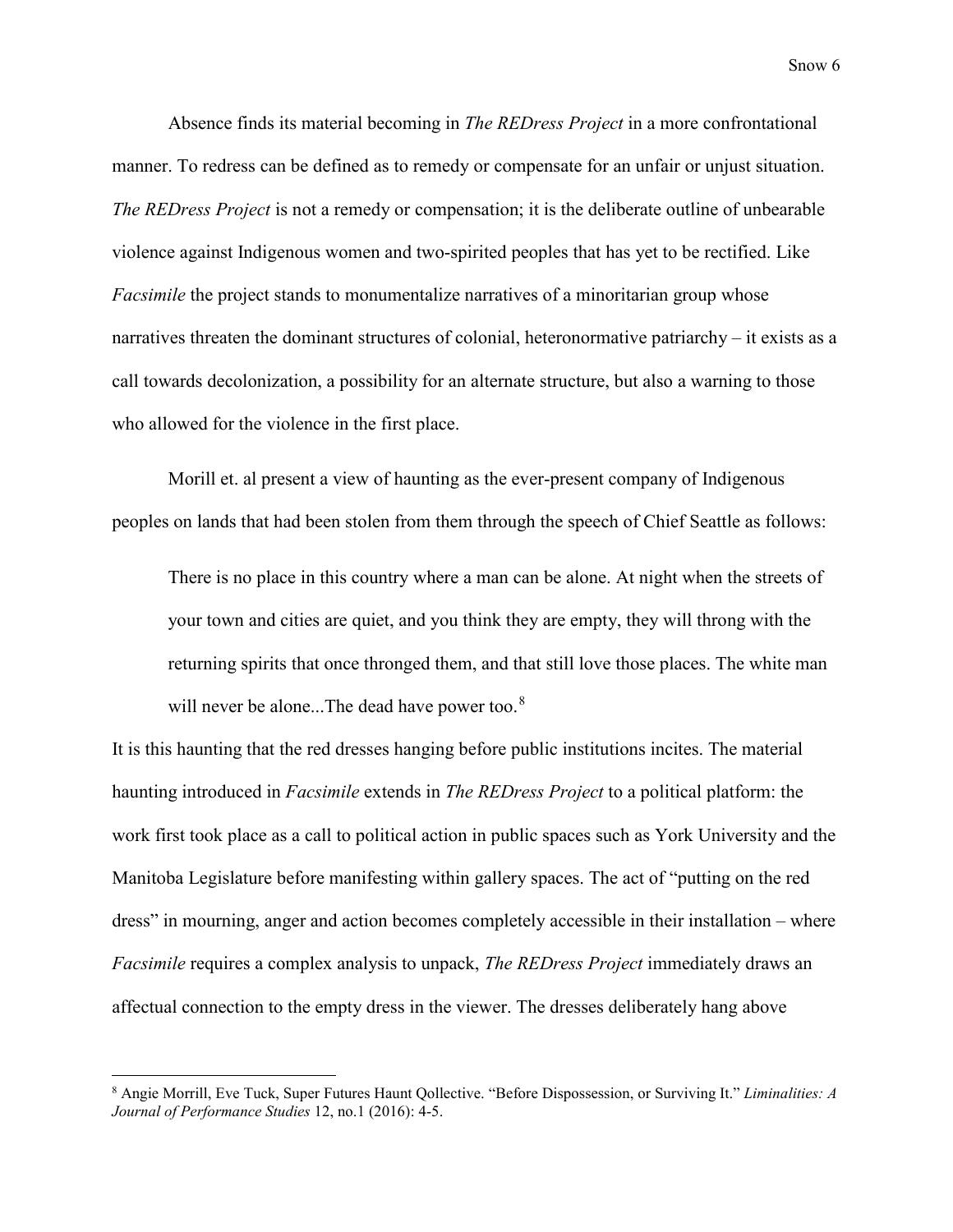Absence finds its material becoming in *The REDress Project* in a more confrontational manner. To redress can be defined as to remedy or compensate for an unfair or unjust situation. *The REDress Project* is not a remedy or compensation; it is the deliberate outline of unbearable violence against Indigenous women and two-spirited peoples that has yet to be rectified. Like *Facsimile* the project stands to monumentalize narratives of a minoritarian group whose narratives threaten the dominant structures of colonial, heteronormative patriarchy – it exists as a call towards decolonization, a possibility for an alternate structure, but also a warning to those who allowed for the violence in the first place.

Morill et. al present a view of haunting as the ever-present company of Indigenous peoples on lands that had been stolen from them through the speech of Chief Seattle as follows:

> There is no place in this country where a man can be alone. At night when the streets of your town and cities are quiet, and you think they are empty, they will throng with the returning spirits that once thronged them, and that still love those places. The white man will never be alone...The dead have power too.[8]

It is this haunting that the red dresses hanging before public institutions incites. The material haunting introduced in *Facsimile* extends in *The REDress Project* to a political platform: the work first took place as a call to political action in public spaces such as York University and the Manitoba Legislature before manifesting within gallery spaces. The act of "putting on the red dress" in mourning, anger and action becomes completely accessible in their installation – where *Facsimile* requires a complex analysis to unpack, *The REDress Project* immediately draws an affectual connection to the empty dress in the viewer. The dresses deliberately hang above

---

[8] Angie Morrill, Eve Tuck, Super Futures Haunt Qollective. "Before Dispossession, or Surviving It." *Liminalities: A Journal of Performance Studies* 12, no.1 (2016): 4-5.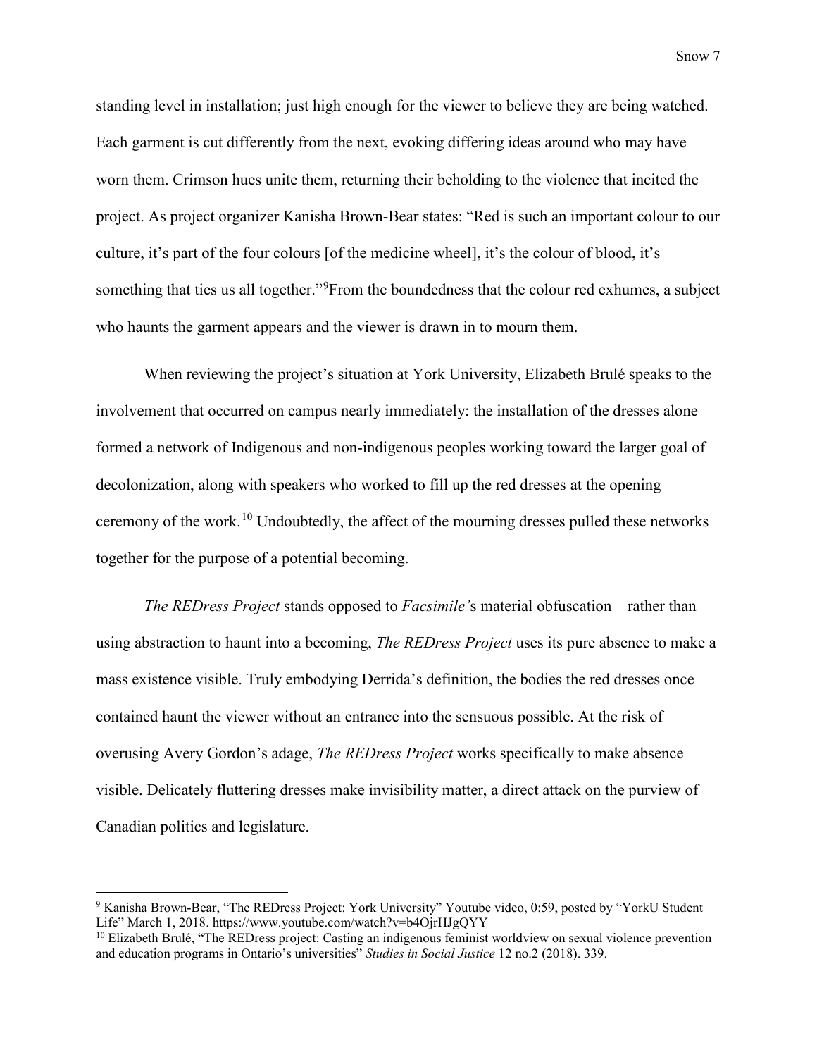standing level in installation; just high enough for the viewer to believe they are being watched. Each garment is cut differently from the next, evoking differing ideas around who may have worn them. Crimson hues unite them, returning their beholding to the violence that incited the project. As project organizer Kanisha Brown-Bear states: "Red is such an important colour to our culture, it's part of the four colours [of the medicine wheel], it's the colour of blood, it's something that ties us all together."[9]From the boundedness that the colour red exhumes, a subject who haunts the garment appears and the viewer is drawn in to mourn them.

When reviewing the project's situation at York University, Elizabeth Brulé speaks to the involvement that occurred on campus nearly immediately: the installation of the dresses alone formed a network of Indigenous and non-indigenous peoples working toward the larger goal of decolonization, along with speakers who worked to fill up the red dresses at the opening ceremony of the work.[10] Undoubtedly, the affect of the mourning dresses pulled these networks together for the purpose of a potential becoming.

*The REDress Project* stands opposed to *Facsimile'*s material obfuscation – rather than using abstraction to haunt into a becoming, *The REDress Project* uses its pure absence to make a mass existence visible. Truly embodying Derrida's definition, the bodies the red dresses once contained haunt the viewer without an entrance into the sensuous possible. At the risk of overusing Avery Gordon's adage, *The REDress Project* works specifically to make absence visible. Delicately fluttering dresses make invisibility matter, a direct attack on the purview of Canadian politics and legislature.

---

[9] Kanisha Brown-Bear, "The REDress Project: York University" Youtube video, 0:59, posted by "YorkU Student Life" March 1, 2018. https://www.youtube.com/watch?v=b4OjrHJgQYY

[10] Elizabeth Brulé, "The REDress project: Casting an indigenous feminist worldview on sexual violence prevention and education programs in Ontario's universities" *Studies in Social Justice* 12 no.2 (2018). 339.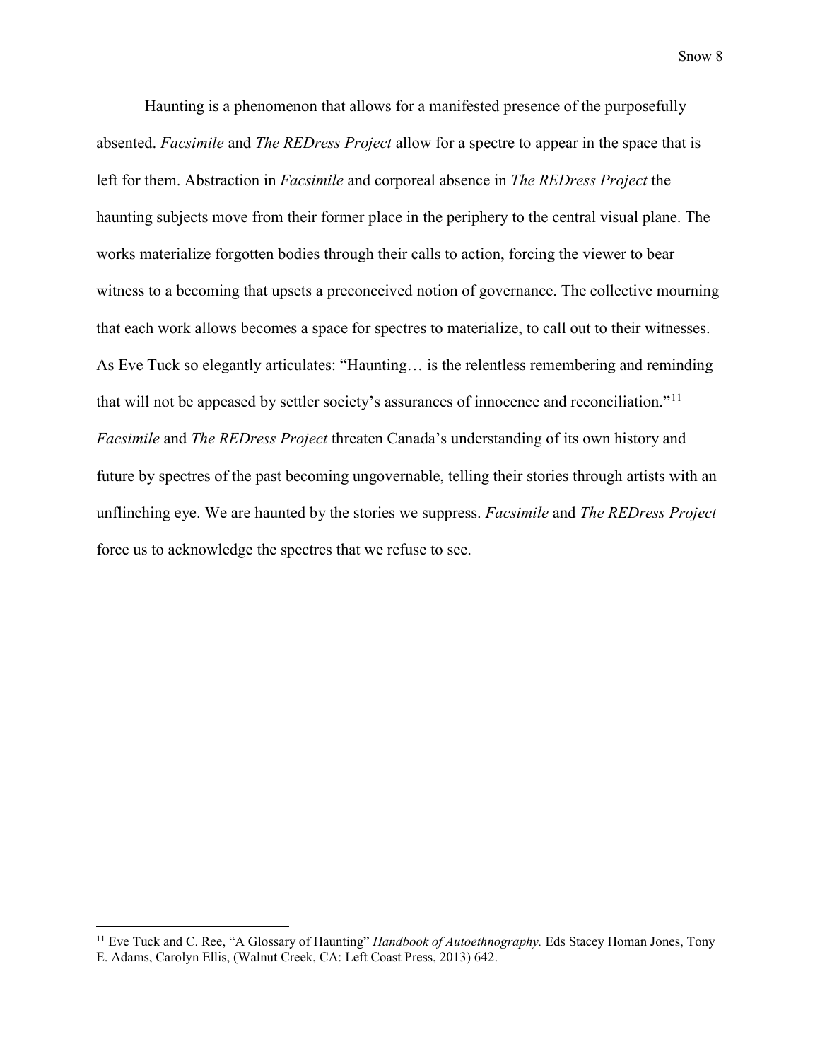Haunting is a phenomenon that allows for a manifested presence of the purposefully absented. *Facsimile* and *The REDress Project* allow for a spectre to appear in the space that is left for them. Abstraction in *Facsimile* and corporeal absence in *The REDress Project* the haunting subjects move from their former place in the periphery to the central visual plane. The works materialize forgotten bodies through their calls to action, forcing the viewer to bear witness to a becoming that upsets a preconceived notion of governance. The collective mourning that each work allows becomes a space for spectres to materialize, to call out to their witnesses. As Eve Tuck so elegantly articulates: "Haunting… is the relentless remembering and reminding that will not be appeased by settler society's assurances of innocence and reconciliation."[11] *Facsimile* and *The REDress Project* threaten Canada's understanding of its own history and future by spectres of the past becoming ungovernable, telling their stories through artists with an unflinching eye. We are haunted by the stories we suppress. *Facsimile* and *The REDress Project* force us to acknowledge the spectres that we refuse to see.

---

[11] Eve Tuck and C. Ree, "A Glossary of Haunting" *Handbook of Autoethnography.* Eds Stacey Homan Jones, Tony E. Adams, Carolyn Ellis, (Walnut Creek, CA: Left Coast Press, 2013) 642.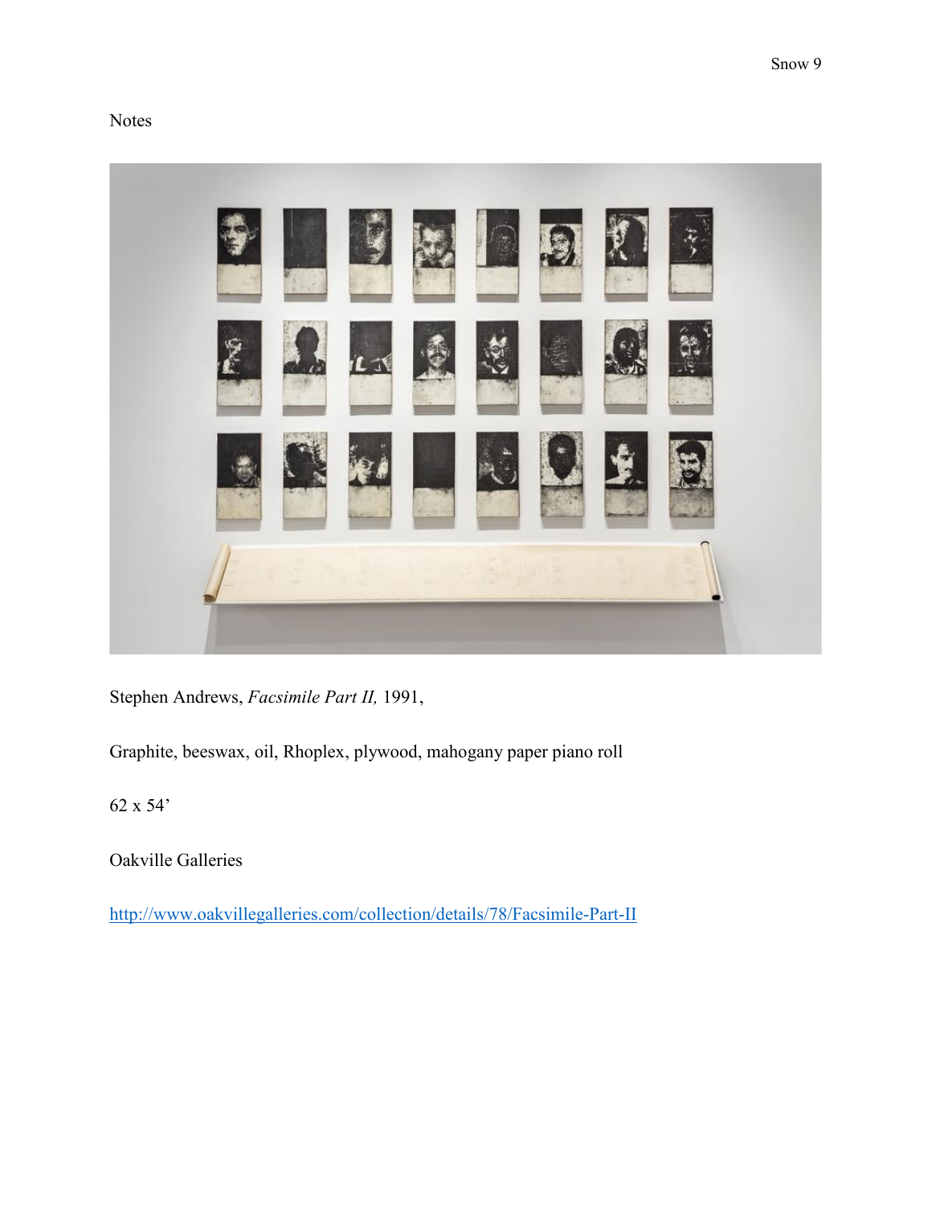Notes

Stephen Andrews, *Facsimile Part II,* 1991,

Graphite, beeswax, oil, Rhoplex, plywood, mahogany paper piano roll

62 x 54'

Oakville Galleries

http://www.oakvillegalleries.com/collection/details/78/Facsimile-Part-II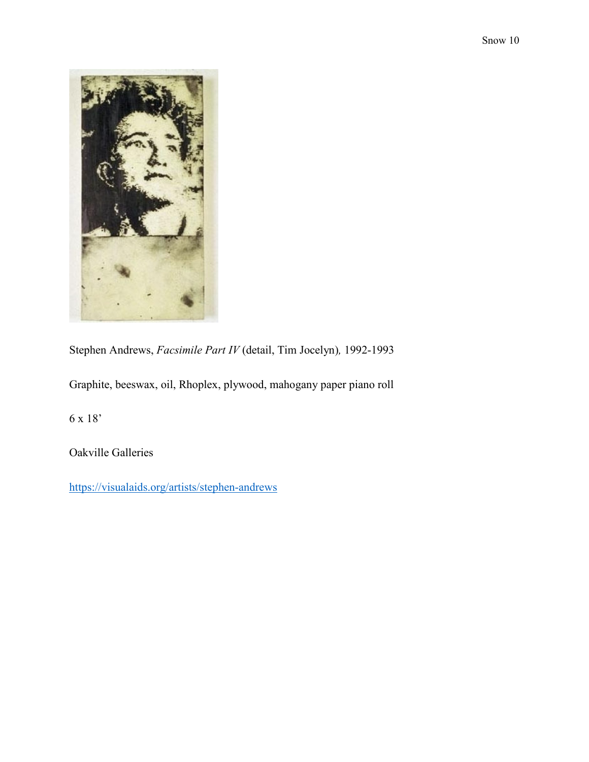Stephen Andrews, *Facsimile Part IV* (detail, Tim Jocelyn)*,* 1992-1993

Graphite, beeswax, oil, Rhoplex, plywood, mahogany paper piano roll

6 x 18’

Oakville Galleries

https://visualaids.org/artists/stephen-andrews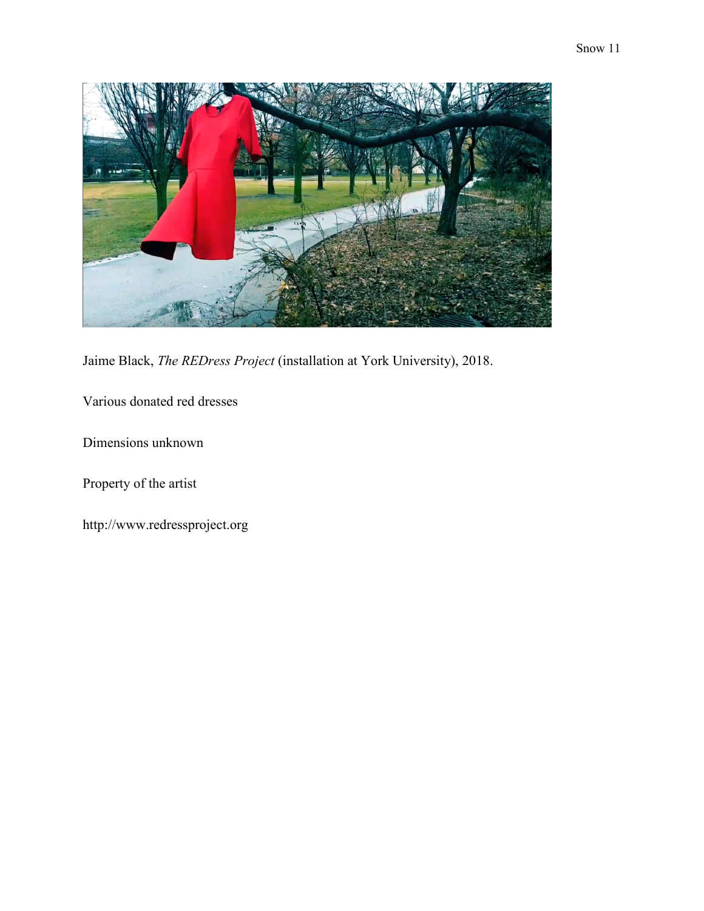Jaime Black, *The REDress Project* (installation at York University), 2018.

Various donated red dresses

Dimensions unknown

Property of the artist

http://www.redressproject.org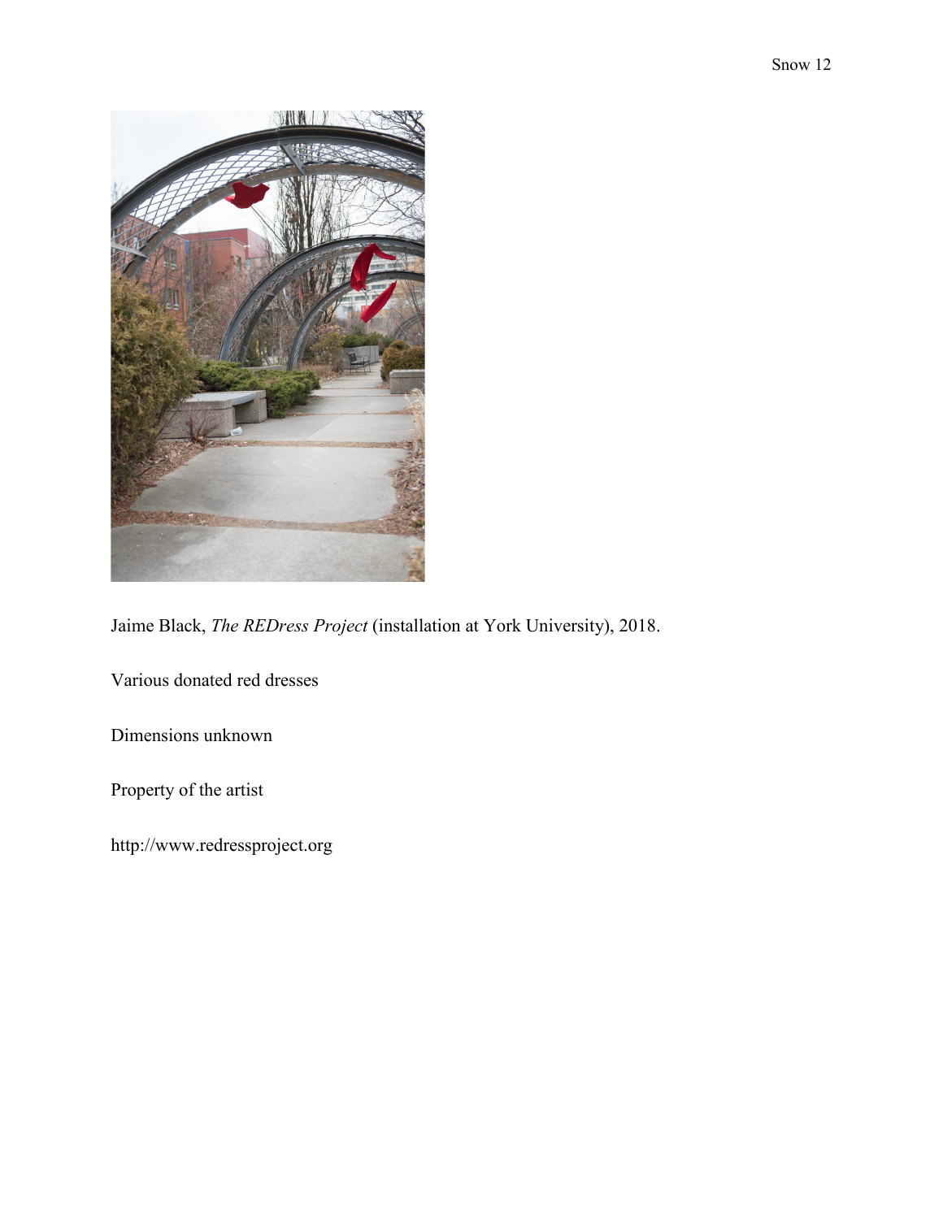Jaime Black, *The REDress Project* (installation at York University), 2018.

Various donated red dresses

Dimensions unknown

Property of the artist

http://www.redressproject.org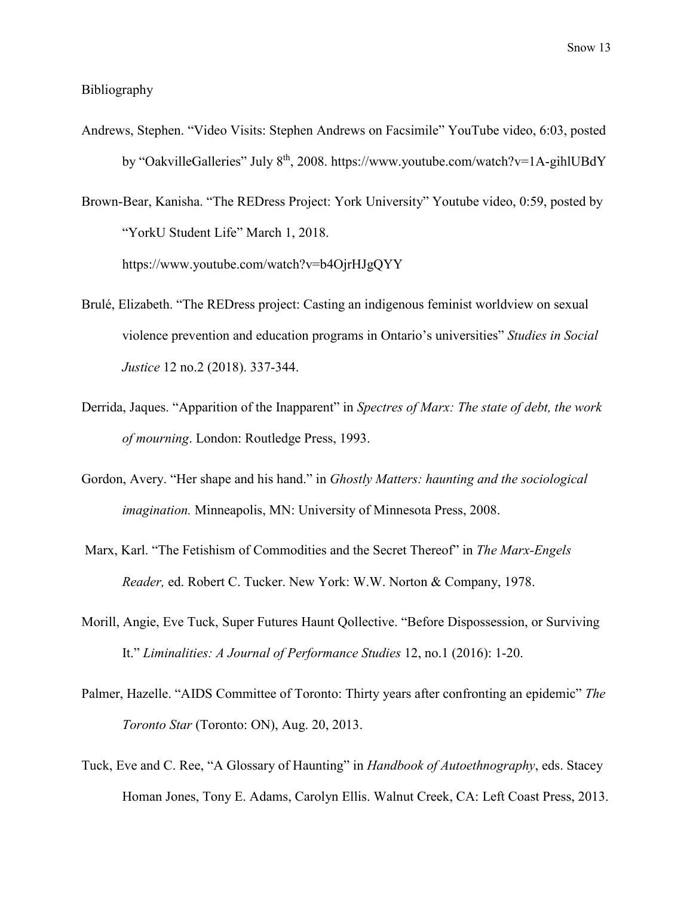# Bibliography

Andrews, Stephen. "Video Visits: Stephen Andrews on Facsimile" YouTube video, 6:03, posted by "OakvilleGalleries" July 8th, 2008. https://www.youtube.com/watch?v=1A-gihlUBdY

Brown-Bear, Kanisha. "The REDress Project: York University" Youtube video, 0:59, posted by "YorkU Student Life" March 1, 2018. https://www.youtube.com/watch?v=b4OjrHJgQYY

Brulé, Elizabeth. "The REDress project: Casting an indigenous feminist worldview on sexual violence prevention and education programs in Ontario's universities" *Studies in Social Justice* 12 no.2 (2018). 337-344.

Derrida, Jaques. "Apparition of the Inapparent" in *Spectres of Marx: The state of debt, the work of mourning*. London: Routledge Press, 1993.

Gordon, Avery. "Her shape and his hand." in *Ghostly Matters: haunting and the sociological imagination.* Minneapolis, MN: University of Minnesota Press, 2008.

Marx, Karl. "The Fetishism of Commodities and the Secret Thereof" in *The Marx-Engels Reader,* ed. Robert C. Tucker. New York: W.W. Norton & Company, 1978.

Morill, Angie, Eve Tuck, Super Futures Haunt Qollective. "Before Dispossession, or Surviving It." *Liminalities: A Journal of Performance Studies* 12, no.1 (2016): 1-20.

Palmer, Hazelle. "AIDS Committee of Toronto: Thirty years after confronting an epidemic" *The Toronto Star* (Toronto: ON), Aug. 20, 2013.

Tuck, Eve and C. Ree, "A Glossary of Haunting" in *Handbook of Autoethnography*, eds. Stacey Homan Jones, Tony E. Adams, Carolyn Ellis. Walnut Creek, CA: Left Coast Press, 2013.